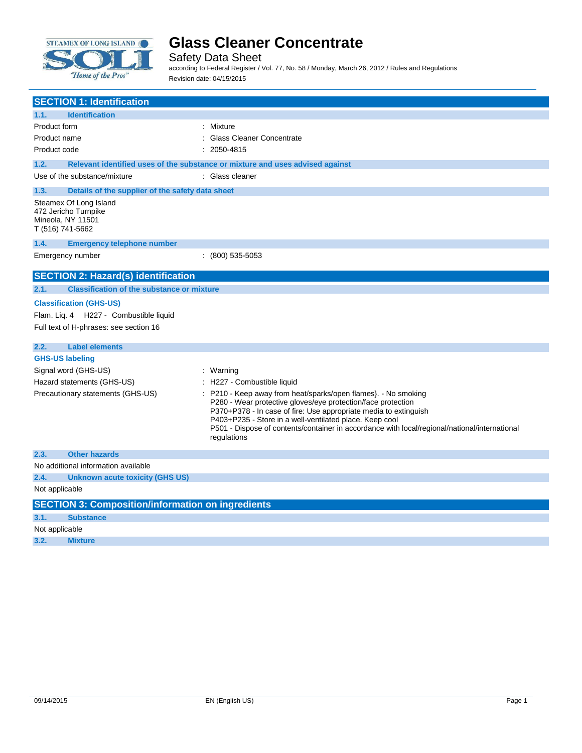# Glass Cleaner Concentrate

Safety Data Sheet

according to Federal Register / Vol. 77, No. 58 / Monday, March 26, 2012 / Rules and Regulations

Revision date: 04/15/2015

## SECTION 1: Identification

### 1.1. Identification

| | |
|---|---|
| Product form | : Mixture |
| Product name | : Glass Cleaner Concentrate |
| Product code | : 2050-4815 |

### 1.2. Relevant identified uses of the substance or mixture and uses advised against

| | |
|---|---|
| Use of the substance/mixture | : Glass cleaner |

### 1.3. Details of the supplier of the safety data sheet

Steamex Of Long Island
472 Jericho Turnpike
Mineola, NY 11501
T (516) 741-5662

### 1.4. Emergency telephone number

| | |
|---|---|
| Emergency number | : (800) 535-5053 |

## SECTION 2: Hazard(s) identification

### 2.1. Classification of the substance or mixture

**Classification (GHS-US)**

Flam. Liq. 4 H227 - Combustible liquid

Full text of H-phrases: see section 16

### 2.2. Label elements

**GHS-US labeling**

| | |
|---|---|
| Signal word (GHS-US) | : Warning |
| Hazard statements (GHS-US) | : H227 - Combustible liquid |
| Precautionary statements (GHS-US) | : P210 - Keep away from heat/sparks/open flames}. - No smoking<br>P280 - Wear protective gloves/eye protection/face protection<br>P370+P378 - In case of fire: Use appropriate media to extinguish<br>P403+P235 - Store in a well-ventilated place. Keep cool<br>P501 - Dispose of contents/container in accordance with local/regional/national/international regulations |

### 2.3. Other hazards

No additional information available

### 2.4. Unknown acute toxicity (GHS US)

Not applicable

## SECTION 3: Composition/information on ingredients

### 3.1. Substance

Not applicable

### 3.2. Mixture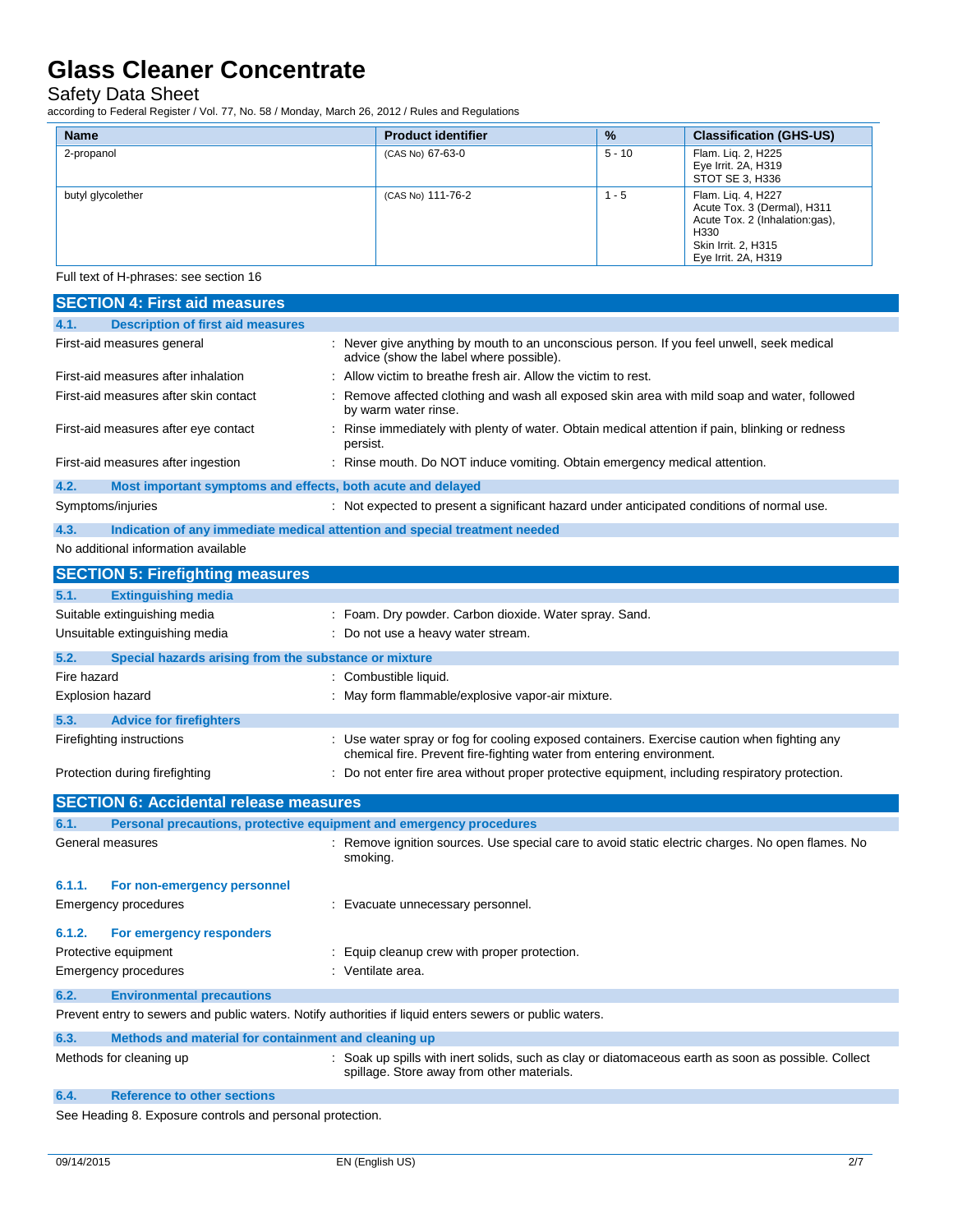| Name | Product identifier | % | Classification (GHS-US) |
|---|---|---|---|
| 2-propanol | (CAS No) 67-63-0 | 5 - 10 | Flam. Liq. 2, H225<br>Eye Irrit. 2A, H319<br>STOT SE 3, H336 |
| butyl glycolether | (CAS No) 111-76-2 | 1 - 5 | Flam. Liq. 4, H227<br>Acute Tox. 3 (Dermal), H311<br>Acute Tox. 2 (Inhalation:gas), H330<br>Skin Irrit. 2, H315<br>Eye Irrit. 2A, H319 |

Full text of H-phrases: see section 16

## SECTION 4: First aid measures

### 4.1. Description of first aid measures

First-aid measures general : Never give anything by mouth to an unconscious person. If you feel unwell, seek medical advice (show the label where possible).

First-aid measures after inhalation : Allow victim to breathe fresh air. Allow the victim to rest.

First-aid measures after skin contact : Remove affected clothing and wash all exposed skin area with mild soap and water, followed by warm water rinse.

First-aid measures after eye contact : Rinse immediately with plenty of water. Obtain medical attention if pain, blinking or redness persist.

First-aid measures after ingestion : Rinse mouth. Do NOT induce vomiting. Obtain emergency medical attention.

### 4.2. Most important symptoms and effects, both acute and delayed

Symptoms/injuries : Not expected to present a significant hazard under anticipated conditions of normal use.

### 4.3. Indication of any immediate medical attention and special treatment needed

No additional information available

## SECTION 5: Firefighting measures

### 5.1. Extinguishing media

Suitable extinguishing media : Foam. Dry powder. Carbon dioxide. Water spray. Sand.

Unsuitable extinguishing media : Do not use a heavy water stream.

### 5.2. Special hazards arising from the substance or mixture

Fire hazard : Combustible liquid.

Explosion hazard : May form flammable/explosive vapor-air mixture.

### 5.3. Advice for firefighters

Firefighting instructions : Use water spray or fog for cooling exposed containers. Exercise caution when fighting any chemical fire. Prevent fire-fighting water from entering environment.

Protection during firefighting : Do not enter fire area without proper protective equipment, including respiratory protection.

## SECTION 6: Accidental release measures

### 6.1. Personal precautions, protective equipment and emergency procedures

General measures : Remove ignition sources. Use special care to avoid static electric charges. No open flames. No smoking.

#### 6.1.1. For non-emergency personnel

Emergency procedures : Evacuate unnecessary personnel.

#### 6.1.2. For emergency responders

Protective equipment : Equip cleanup crew with proper protection.

Emergency procedures : Ventilate area.

### 6.2. Environmental precautions

Prevent entry to sewers and public waters. Notify authorities if liquid enters sewers or public waters.

### 6.3. Methods and material for containment and cleaning up

Methods for cleaning up : Soak up spills with inert solids, such as clay or diatomaceous earth as soon as possible. Collect spillage. Store away from other materials.

### 6.4. Reference to other sections

See Heading 8. Exposure controls and personal protection.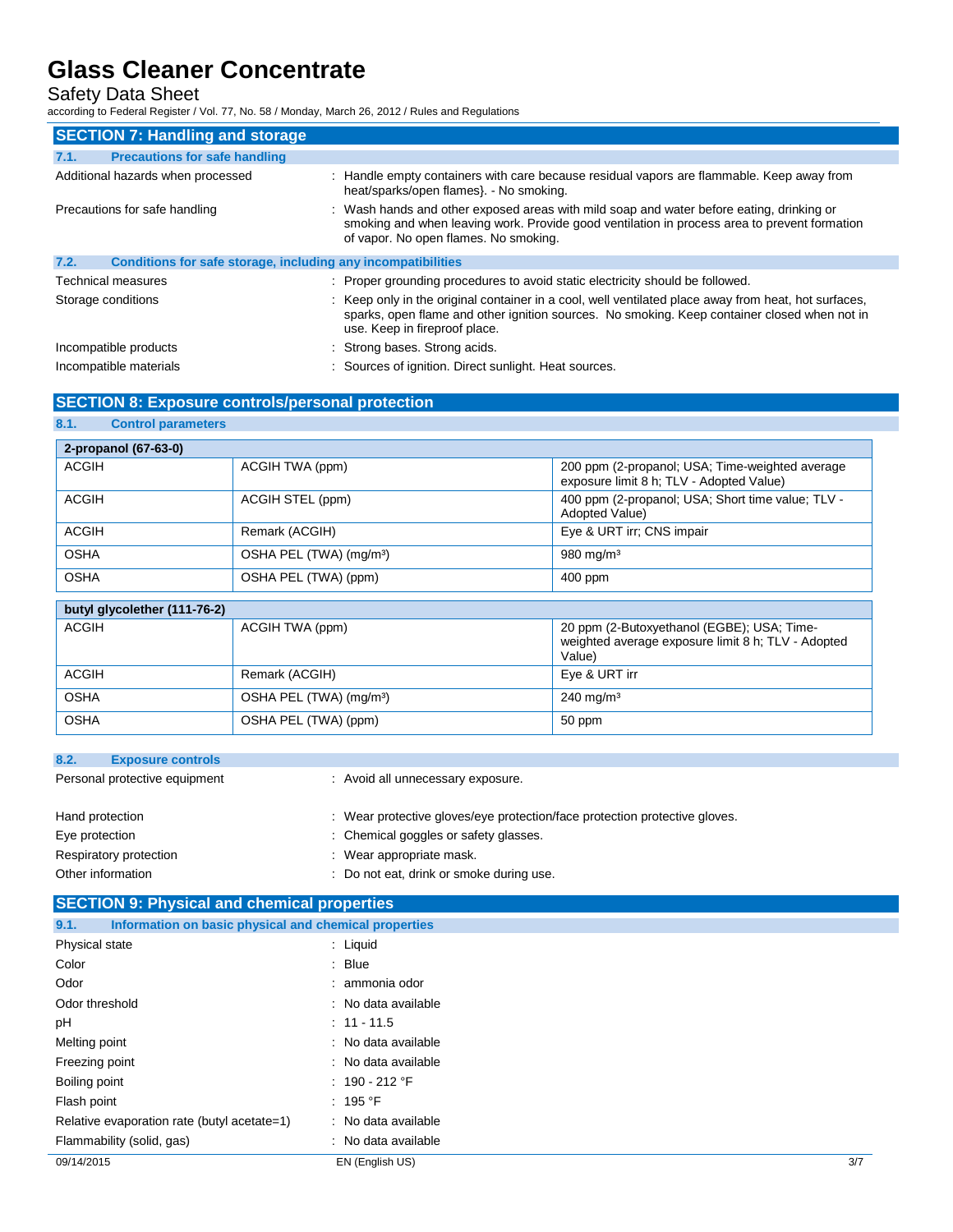## SECTION 7: Handling and storage

### 7.1. Precautions for safe handling

Additional hazards when processed : Handle empty containers with care because residual vapors are flammable. Keep away from heat/sparks/open flames}. - No smoking.

Precautions for safe handling : Wash hands and other exposed areas with mild soap and water before eating, drinking or smoking and when leaving work. Provide good ventilation in process area to prevent formation of vapor. No open flames. No smoking.

### 7.2. Conditions for safe storage, including any incompatibilities

Technical measures : Proper grounding procedures to avoid static electricity should be followed.

Storage conditions : Keep only in the original container in a cool, well ventilated place away from heat, hot surfaces, sparks, open flame and other ignition sources. No smoking. Keep container closed when not in use. Keep in fireproof place.

Incompatible products : Strong bases. Strong acids.

Incompatible materials : Sources of ignition. Direct sunlight. Heat sources.

## SECTION 8: Exposure controls/personal protection

### 8.1. Control parameters

| 2-propanol (67-63-0) | | |
|---|---|---|
| ACGIH | ACGIH TWA (ppm) | 200 ppm (2-propanol; USA; Time-weighted average exposure limit 8 h; TLV - Adopted Value) |
| ACGIH | ACGIH STEL (ppm) | 400 ppm (2-propanol; USA; Short time value; TLV - Adopted Value) |
| ACGIH | Remark (ACGIH) | Eye & URT irr; CNS impair |
| OSHA | OSHA PEL (TWA) (mg/m³) | 980 mg/m³ |
| OSHA | OSHA PEL (TWA) (ppm) | 400 ppm |

| butyl glycolether (111-76-2) | | |
|---|---|---|
| ACGIH | ACGIH TWA (ppm) | 20 ppm (2-Butoxyethanol (EGBE); USA; Time-weighted average exposure limit 8 h; TLV - Adopted Value) |
| ACGIH | Remark (ACGIH) | Eye & URT irr |
| OSHA | OSHA PEL (TWA) (mg/m³) | 240 mg/m³ |
| OSHA | OSHA PEL (TWA) (ppm) | 50 ppm |

### 8.2. Exposure controls

Personal protective equipment : Avoid all unnecessary exposure.

Hand protection : Wear protective gloves/eye protection/face protection protective gloves.

Eye protection : Chemical goggles or safety glasses.

Respiratory protection : Wear appropriate mask.

Other information : Do not eat, drink or smoke during use.

## SECTION 9: Physical and chemical properties

### 9.1. Information on basic physical and chemical properties

Physical state : Liquid

Color : Blue

Odor : ammonia odor

Odor threshold : No data available

pH : 11 - 11.5

Melting point : No data available

Freezing point : No data available

Boiling point : 190 - 212 °F

Flash point : 195 °F

Relative evaporation rate (butyl acetate=1) : No data available

Flammability (solid, gas) : No data available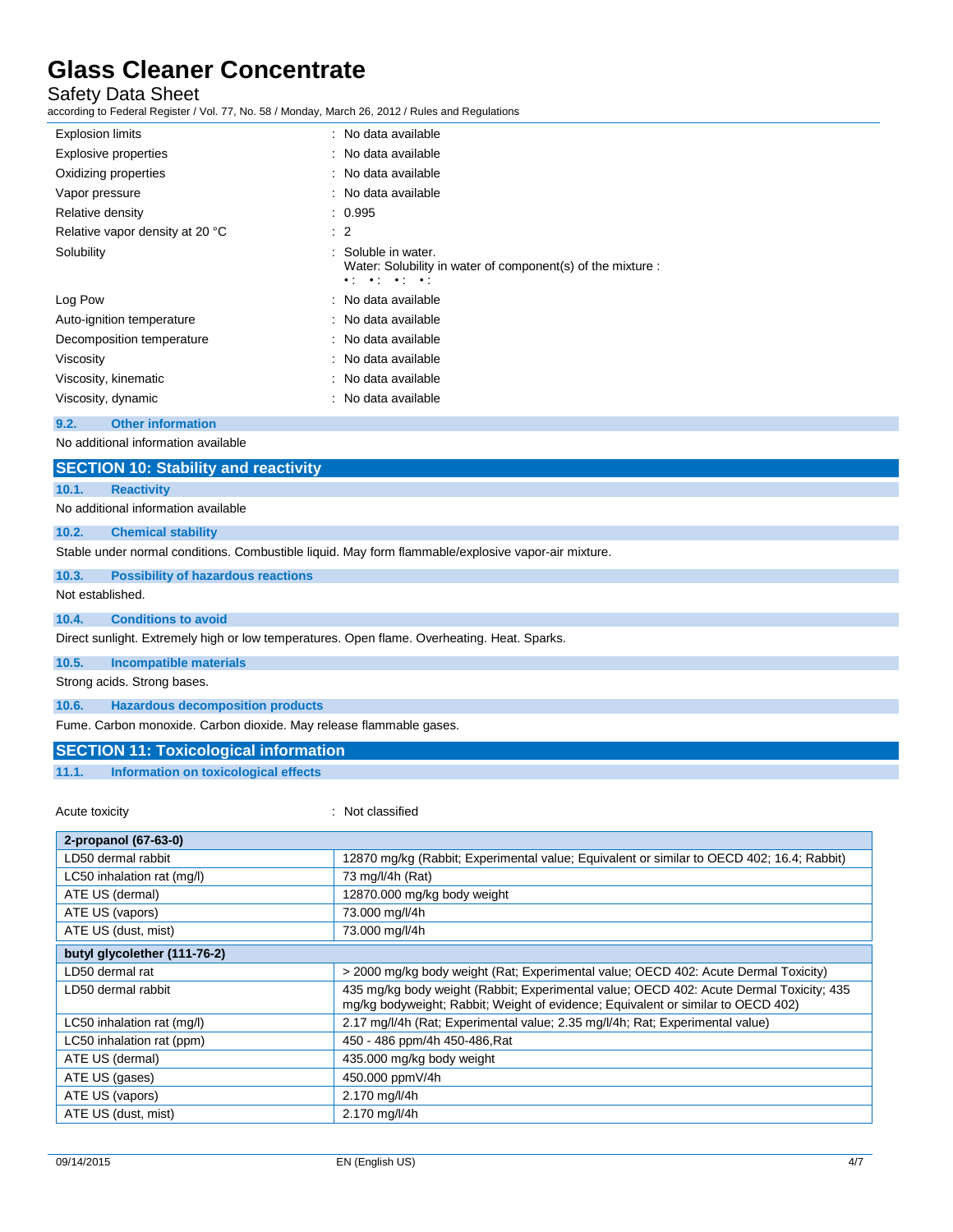| | |
|---|---|
| Explosion limits | : No data available |
| Explosive properties | : No data available |
| Oxidizing properties | : No data available |
| Vapor pressure | : No data available |
| Relative density | : 0.995 |
| Relative vapor density at 20 °C | : 2 |
| Solubility | : Soluble in water. Water: Solubility in water of component(s) of the mixture : •: •: •: •: |
| Log Pow | : No data available |
| Auto-ignition temperature | : No data available |
| Decomposition temperature | : No data available |
| Viscosity | : No data available |
| Viscosity, kinematic | : No data available |
| Viscosity, dynamic | : No data available |

### 9.2. Other information

No additional information available

## SECTION 10: Stability and reactivity

### 10.1. Reactivity

No additional information available

### 10.2. Chemical stability

Stable under normal conditions. Combustible liquid. May form flammable/explosive vapor-air mixture.

### 10.3. Possibility of hazardous reactions

Not established.

### 10.4. Conditions to avoid

Direct sunlight. Extremely high or low temperatures. Open flame. Overheating. Heat. Sparks.

### 10.5. Incompatible materials

Strong acids. Strong bases.

### 10.6. Hazardous decomposition products

Fume. Carbon monoxide. Carbon dioxide. May release flammable gases.

## SECTION 11: Toxicological information

### 11.1. Information on toxicological effects

Acute toxicity : Not classified

| **2-propanol (67-63-0)** | |
|---|---|
| LD50 dermal rabbit | 12870 mg/kg (Rabbit; Experimental value; Equivalent or similar to OECD 402; 16.4; Rabbit) |
| LC50 inhalation rat (mg/l) | 73 mg/l/4h (Rat) |
| ATE US (dermal) | 12870.000 mg/kg body weight |
| ATE US (vapors) | 73.000 mg/l/4h |
| ATE US (dust, mist) | 73.000 mg/l/4h |

| **butyl glycolether (111-76-2)** | |
|---|---|
| LD50 dermal rat | > 2000 mg/kg body weight (Rat; Experimental value; OECD 402: Acute Dermal Toxicity) |
| LD50 dermal rabbit | 435 mg/kg body weight (Rabbit; Experimental value; OECD 402: Acute Dermal Toxicity; 435 mg/kg bodyweight; Rabbit; Weight of evidence; Equivalent or similar to OECD 402) |
| LC50 inhalation rat (mg/l) | 2.17 mg/l/4h (Rat; Experimental value; 2.35 mg/l/4h; Rat; Experimental value) |
| LC50 inhalation rat (ppm) | 450 - 486 ppm/4h 450-486,Rat |
| ATE US (dermal) | 435.000 mg/kg body weight |
| ATE US (gases) | 450.000 ppmV/4h |
| ATE US (vapors) | 2.170 mg/l/4h |
| ATE US (dust, mist) | 2.170 mg/l/4h |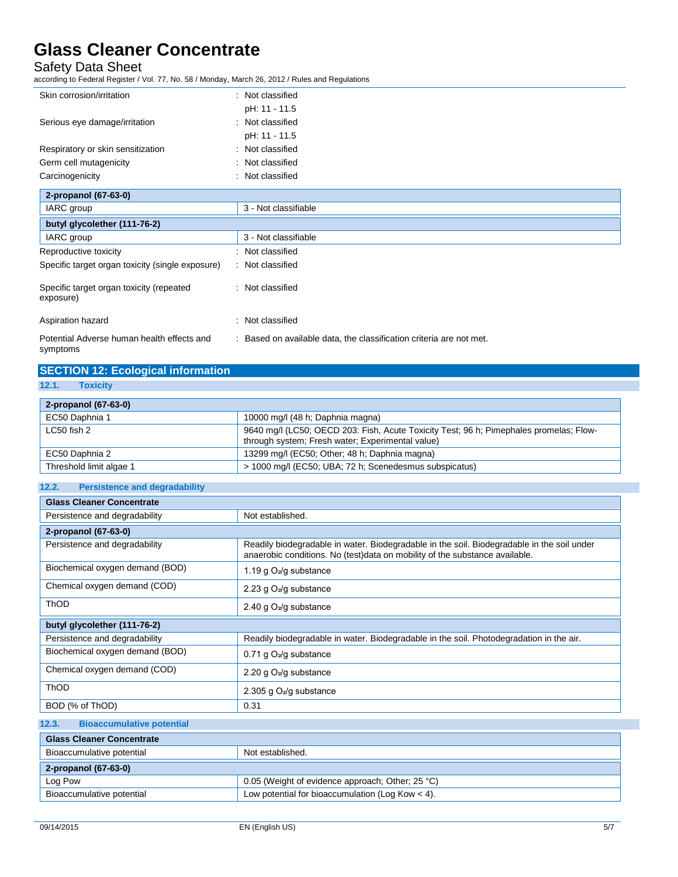| | |
|---|---|
| Skin corrosion/irritation | : Not classified<br>pH: 11 - 11.5 |
| Serious eye damage/irritation | : Not classified<br>pH: 11 - 11.5 |
| Respiratory or skin sensitization | : Not classified |
| Germ cell mutagenicity | : Not classified |
| Carcinogenicity | : Not classified |

| 2-propanol (67-63-0) | |
|---|---|
| IARC group | 3 - Not classifiable |

| butyl glycolether (111-76-2) | |
|---|---|
| IARC group | 3 - Not classifiable |

| | |
|---|---|
| Reproductive toxicity | : Not classified |
| Specific target organ toxicity (single exposure) | : Not classified |
| Specific target organ toxicity (repeated exposure) | : Not classified |
| Aspiration hazard | : Not classified |
| Potential Adverse human health effects and symptoms | : Based on available data, the classification criteria are not met. |

## SECTION 12: Ecological information

### 12.1. Toxicity

| 2-propanol (67-63-0) | |
|---|---|
| EC50 Daphnia 1 | 10000 mg/l (48 h; Daphnia magna) |
| LC50 fish 2 | 9640 mg/l (LC50; OECD 203: Fish, Acute Toxicity Test; 96 h; Pimephales promelas; Flow-through system; Fresh water; Experimental value) |
| EC50 Daphnia 2 | 13299 mg/l (EC50; Other; 48 h; Daphnia magna) |
| Threshold limit algae 1 | > 1000 mg/l (EC50; UBA; 72 h; Scenedesmus subspicatus) |

### 12.2. Persistence and degradability

| Glass Cleaner Concentrate | |
|---|---|
| Persistence and degradability | Not established. |

| 2-propanol (67-63-0) | |
|---|---|
| Persistence and degradability | Readily biodegradable in water. Biodegradable in the soil. Biodegradable in the soil under anaerobic conditions. No (test)data on mobility of the substance available. |
| Biochemical oxygen demand (BOD) | 1.19 g $O_2$/g substance |
| Chemical oxygen demand (COD) | 2.23 g $O_2$/g substance |
| ThOD | 2.40 g $O_2$/g substance |

| butyl glycolether (111-76-2) | |
|---|---|
| Persistence and degradability | Readily biodegradable in water. Biodegradable in the soil. Photodegradation in the air. |
| Biochemical oxygen demand (BOD) | 0.71 g $O_2$/g substance |
| Chemical oxygen demand (COD) | 2.20 g $O_2$/g substance |
| ThOD | 2.305 g $O_2$/g substance |
| BOD (% of ThOD) | 0.31 |

### 12.3. Bioaccumulative potential

| Glass Cleaner Concentrate | |
|---|---|
| Bioaccumulative potential | Not established. |

| 2-propanol (67-63-0) | |
|---|---|
| Log Pow | 0.05 (Weight of evidence approach; Other; 25 °C) |
| Bioaccumulative potential | Low potential for bioaccumulation (Log Kow < 4). |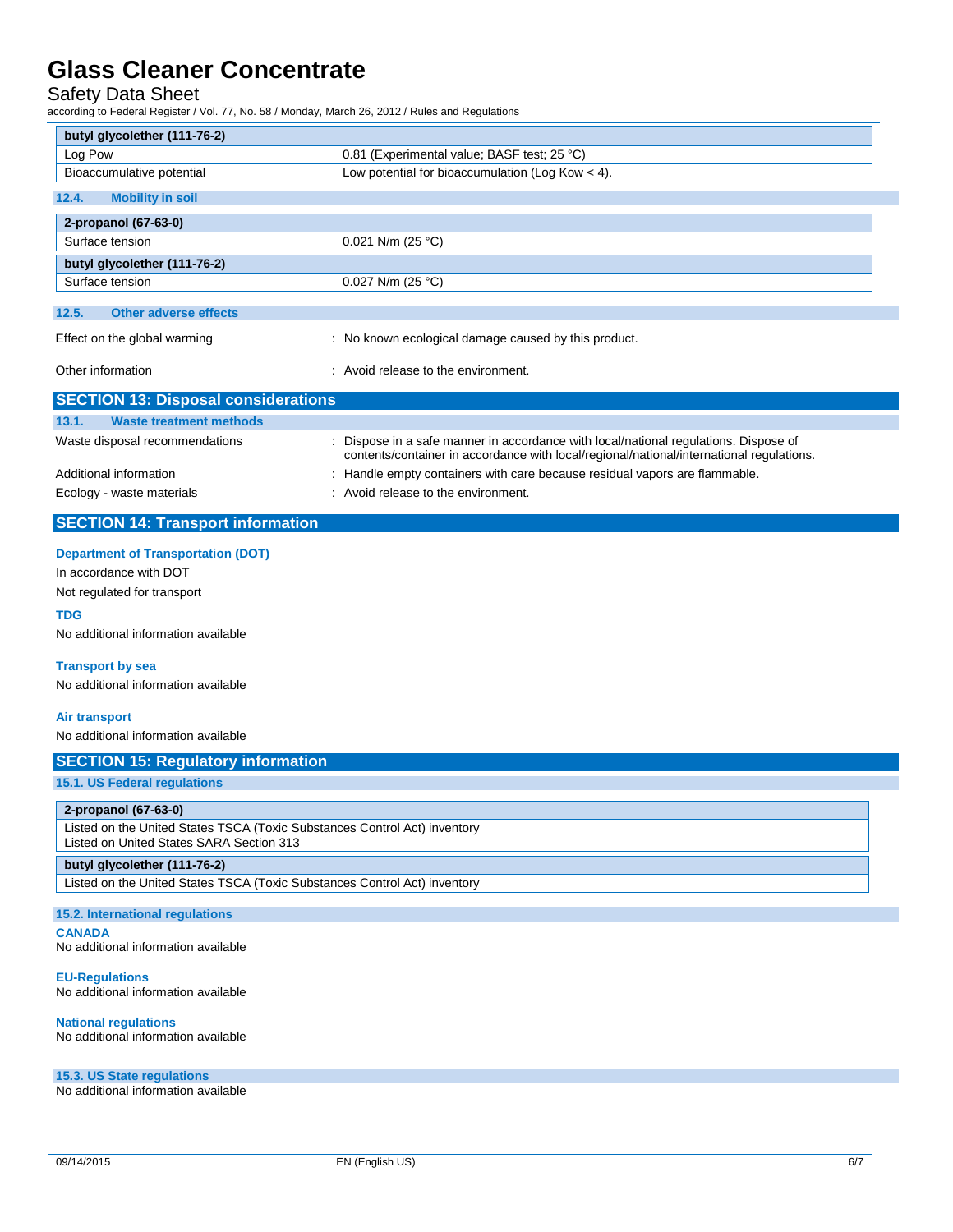| butyl glycolether (111-76-2) | |
|---|---|
| Log Pow | 0.81 (Experimental value; BASF test; 25 °C) |
| Bioaccumulative potential | Low potential for bioaccumulation (Log Kow < 4). |

### 12.4. Mobility in soil

| 2-propanol (67-63-0) | |
|---|---|
| Surface tension | 0.021 N/m (25 °C) |
| **butyl glycolether (111-76-2)** | |
| Surface tension | 0.027 N/m (25 °C) |

### 12.5. Other adverse effects

Effect on the global warming : No known ecological damage caused by this product.

Other information : Avoid release to the environment.

## SECTION 13: Disposal considerations

### 13.1. Waste treatment methods

Waste disposal recommendations : Dispose in a safe manner in accordance with local/national regulations. Dispose of contents/container in accordance with local/regional/national/international regulations.

Additional information : Handle empty containers with care because residual vapors are flammable.

Ecology - waste materials : Avoid release to the environment.

## SECTION 14: Transport information

**Department of Transportation (DOT)**

In accordance with DOT

Not regulated for transport

**TDG**

No additional information available

**Transport by sea**

No additional information available

**Air transport**

No additional information available

## SECTION 15: Regulatory information

### 15.1. US Federal regulations

| 2-propanol (67-63-0) |
|---|
| Listed on the United States TSCA (Toxic Substances Control Act) inventory<br>Listed on United States SARA Section 313 |
| **butyl glycolether (111-76-2)** |
| Listed on the United States TSCA (Toxic Substances Control Act) inventory |

### 15.2. International regulations

**CANADA**

No additional information available

**EU-Regulations**

No additional information available

**National regulations**

No additional information available

### 15.3. US State regulations

No additional information available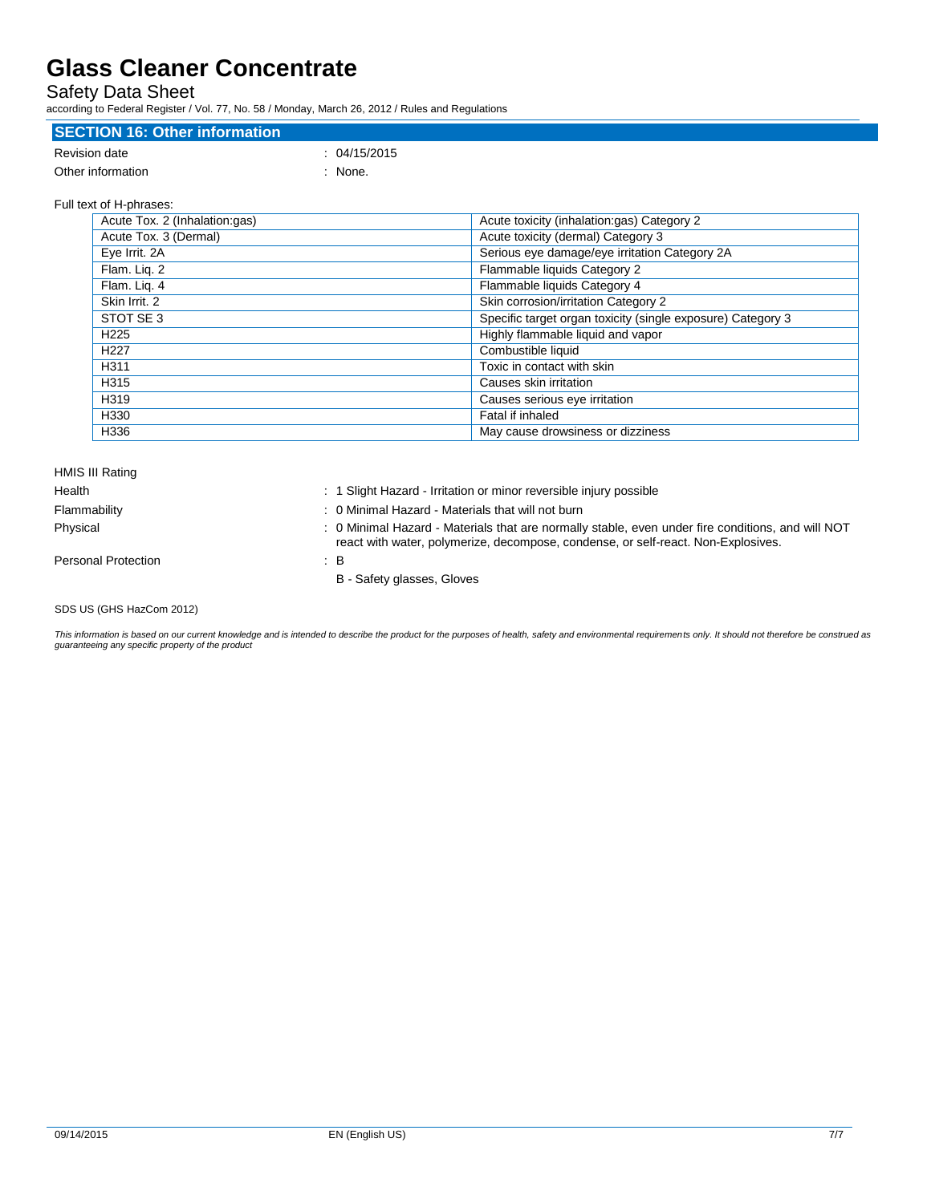## SECTION 16: Other information

Revision date : 04/15/2015

Other information : None.

Full text of H-phrases:

| | |
|---|---|
| Acute Tox. 2 (Inhalation:gas) | Acute toxicity (inhalation:gas) Category 2 |
| Acute Tox. 3 (Dermal) | Acute toxicity (dermal) Category 3 |
| Eye Irrit. 2A | Serious eye damage/eye irritation Category 2A |
| Flam. Liq. 2 | Flammable liquids Category 2 |
| Flam. Liq. 4 | Flammable liquids Category 4 |
| Skin Irrit. 2 | Skin corrosion/irritation Category 2 |
| STOT SE 3 | Specific target organ toxicity (single exposure) Category 3 |
| H225 | Highly flammable liquid and vapor |
| H227 | Combustible liquid |
| H311 | Toxic in contact with skin |
| H315 | Causes skin irritation |
| H319 | Causes serious eye irritation |
| H330 | Fatal if inhaled |
| H336 | May cause drowsiness or dizziness |

HMIS III Rating

Health : 1 Slight Hazard - Irritation or minor reversible injury possible

Flammability : 0 Minimal Hazard - Materials that will not burn

Physical : 0 Minimal Hazard - Materials that are normally stable, even under fire conditions, and will NOT react with water, polymerize, decompose, condense, or self-react. Non-Explosives.

Personal Protection : B

B - Safety glasses, Gloves

SDS US (GHS HazCom 2012)

*This information is based on our current knowledge and is intended to describe the product for the purposes of health, safety and environmental requirements only. It should not therefore be construed as guaranteeing any specific property of the product*